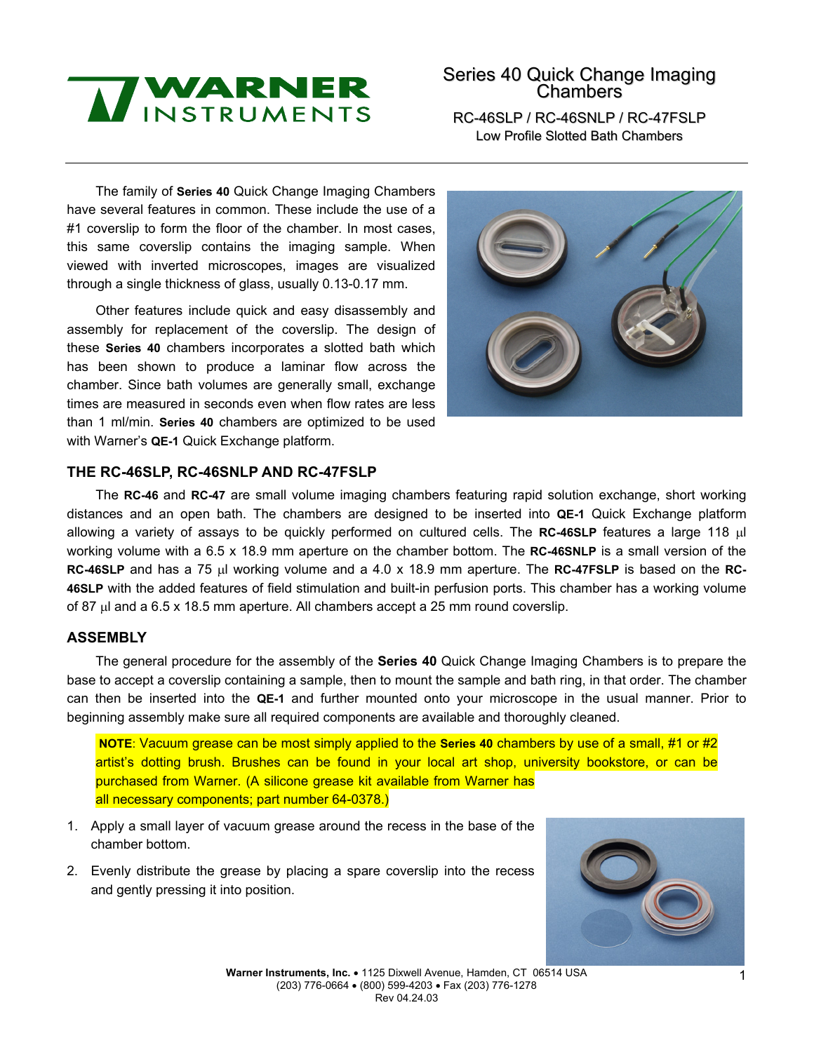# Series 40 Quick Change Imaging Chambers

RC-46SLP / RC-46SNLP / RC-47FSLP
Low Profile Slotted Bath Chambers

The family of **Series 40** Quick Change Imaging Chambers have several features in common. These include the use of a #1 coverslip to form the floor of the chamber. In most cases, this same coverslip contains the imaging sample. When viewed with inverted microscopes, images are visualized through a single thickness of glass, usually 0.13-0.17 mm.

Other features include quick and easy disassembly and assembly for replacement of the coverslip. The design of these **Series 40** chambers incorporates a slotted bath which has been shown to produce a laminar flow across the chamber. Since bath volumes are generally small, exchange times are measured in seconds even when flow rates are less than 1 ml/min. **Series 40** chambers are optimized to be used with Warner's **QE-1** Quick Exchange platform.

## THE RC-46SLP, RC-46SNLP AND RC-47FSLP

The **RC-46** and **RC-47** are small volume imaging chambers featuring rapid solution exchange, short working distances and an open bath. The chambers are designed to be inserted into **QE-1** Quick Exchange platform allowing a variety of assays to be quickly performed on cultured cells. The **RC-46SLP** features a large 118 μl working volume with a 6.5 x 18.9 mm aperture on the chamber bottom. The **RC-46SNLP** is a small version of the **RC-46SLP** and has a 75 μl working volume and a 4.0 x 18.9 mm aperture. The **RC-47FSLP** is based on the **RC-46SLP** with the added features of field stimulation and built-in perfusion ports. This chamber has a working volume of 87 μl and a 6.5 x 18.5 mm aperture. All chambers accept a 25 mm round coverslip.

## ASSEMBLY

The general procedure for the assembly of the **Series 40** Quick Change Imaging Chambers is to prepare the base to accept a coverslip containing a sample, then to mount the sample and bath ring, in that order. The chamber can then be inserted into the **QE-1** and further mounted onto your microscope in the usual manner. Prior to beginning assembly make sure all required components are available and thoroughly cleaned.

**NOTE**: Vacuum grease can be most simply applied to the **Series 40** chambers by use of a small, #1 or #2 artist's dotting brush. Brushes can be found in your local art shop, university bookstore, or can be purchased from Warner. (A silicone grease kit available from Warner has all necessary components; part number 64-0378.)

1. Apply a small layer of vacuum grease around the recess in the base of the chamber bottom.
2. Evenly distribute the grease by placing a spare coverslip into the recess and gently pressing it into position.

**Warner Instruments, Inc.** • 1125 Dixwell Avenue, Hamden, CT 06514 USA
(203) 776-0664 • (800) 599-4203 • Fax (203) 776-1278
Rev 04.24.03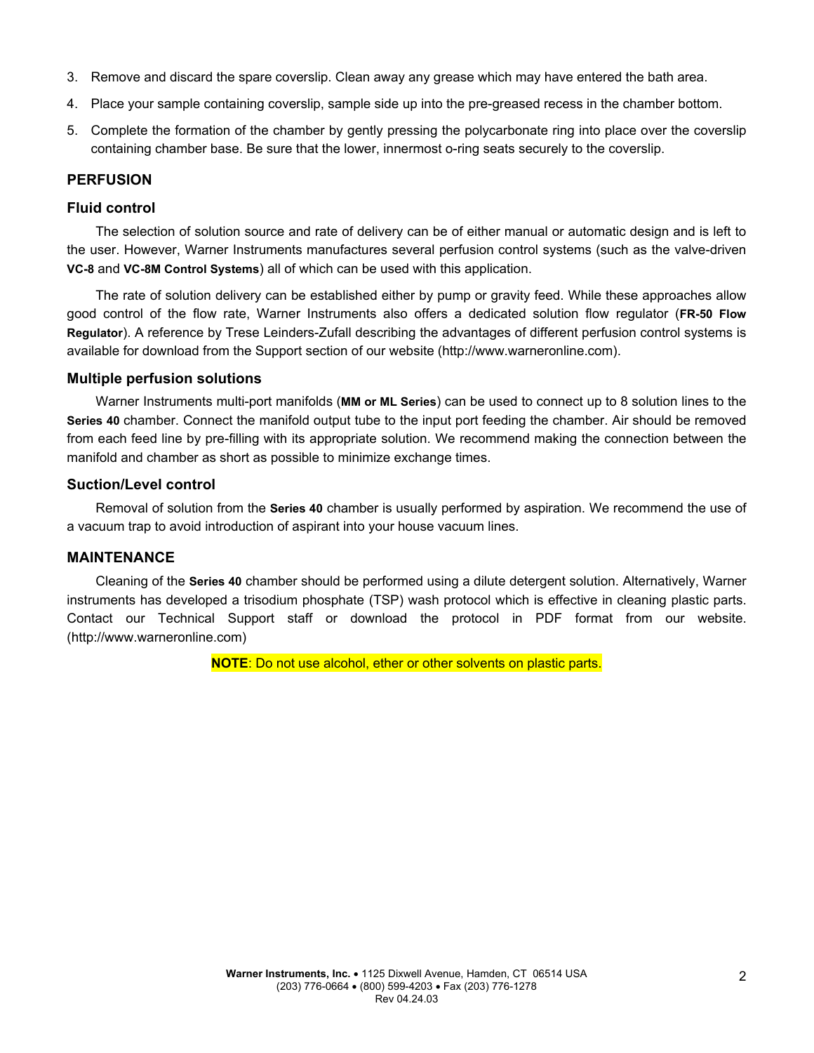3. Remove and discard the spare coverslip. Clean away any grease which may have entered the bath area.
4. Place your sample containing coverslip, sample side up into the pre-greased recess in the chamber bottom.
5. Complete the formation of the chamber by gently pressing the polycarbonate ring into place over the coverslip containing chamber base. Be sure that the lower, innermost o-ring seats securely to the coverslip.

## PERFUSION

### Fluid control

The selection of solution source and rate of delivery can be of either manual or automatic design and is left to the user. However, Warner Instruments manufactures several perfusion control systems (such as the valve-driven **VC-8** and **VC-8M Control Systems**) all of which can be used with this application.

The rate of solution delivery can be established either by pump or gravity feed. While these approaches allow good control of the flow rate, Warner Instruments also offers a dedicated solution flow regulator (**FR-50 Flow Regulator**). A reference by Trese Leinders-Zufall describing the advantages of different perfusion control systems is available for download from the Support section of our website (http://www.warneronline.com).

### Multiple perfusion solutions

Warner Instruments multi-port manifolds (**MM or ML Series**) can be used to connect up to 8 solution lines to the **Series 40** chamber. Connect the manifold output tube to the input port feeding the chamber. Air should be removed from each feed line by pre-filling with its appropriate solution. We recommend making the connection between the manifold and chamber as short as possible to minimize exchange times.

### Suction/Level control

Removal of solution from the **Series 40** chamber is usually performed by aspiration. We recommend the use of a vacuum trap to avoid introduction of aspirant into your house vacuum lines.

## MAINTENANCE

Cleaning of the **Series 40** chamber should be performed using a dilute detergent solution. Alternatively, Warner instruments has developed a trisodium phosphate (TSP) wash protocol which is effective in cleaning plastic parts. Contact our Technical Support staff or download the protocol in PDF format from our website. (http://www.warneronline.com)

**NOTE**: Do not use alcohol, ether or other solvents on plastic parts.

**Warner Instruments, Inc.** • 1125 Dixwell Avenue, Hamden, CT 06514 USA
(203) 776-0664 • (800) 599-4203 • Fax (203) 776-1278
Rev 04.24.03